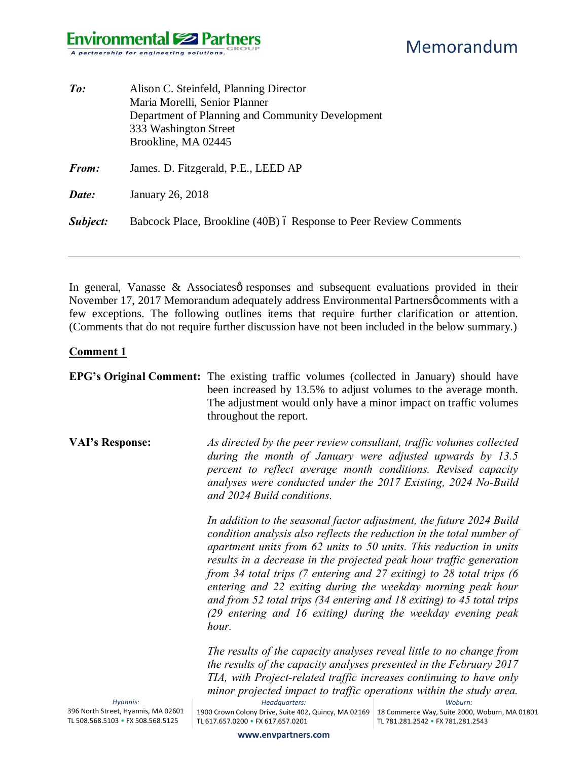# Memorandum

**To:** Alison C. Steinfeld, Planning Director
Maria Morelli, Senior Planner
Department of Planning and Community Development
333 Washington Street
Brookline, MA 02445

**From:** James. D. Fitzgerald, P.E., LEED AP

**Date:** January 26, 2018

**Subject:** Babcock Place, Brookline (40B) – Response to Peer Review Comments

---

In general, Vanasse & Associates' responses and subsequent evaluations provided in their November 17, 2017 Memorandum adequately address Environmental Partners' comments with a few exceptions. The following outlines items that require further clarification or attention. (Comments that do not require further discussion have not been included in the below summary.)

## Comment 1

**EPG's Original Comment:** The existing traffic volumes (collected in January) should have been increased by 13.5% to adjust volumes to the average month. The adjustment would only have a minor impact on traffic volumes throughout the report.

**VAI's Response:** *As directed by the peer review consultant, traffic volumes collected during the month of January were adjusted upwards by 13.5 percent to reflect average month conditions. Revised capacity analyses were conducted under the 2017 Existing, 2024 No-Build and 2024 Build conditions.*

*In addition to the seasonal factor adjustment, the future 2024 Build condition analysis also reflects the reduction in the total number of apartment units from 62 units to 50 units. This reduction in units results in a decrease in the projected peak hour traffic generation from 34 total trips (7 entering and 27 exiting) to 28 total trips (6 entering and 22 exiting during the weekday morning peak hour and from 52 total trips (34 entering and 18 exiting) to 45 total trips (29 entering and 16 exiting) during the weekday evening peak hour.*

*The results of the capacity analyses reveal little to no change from the results of the capacity analyses presented in the February 2017 TIA, with Project-related traffic increases continuing to have only minor projected impact to traffic operations within the study area.*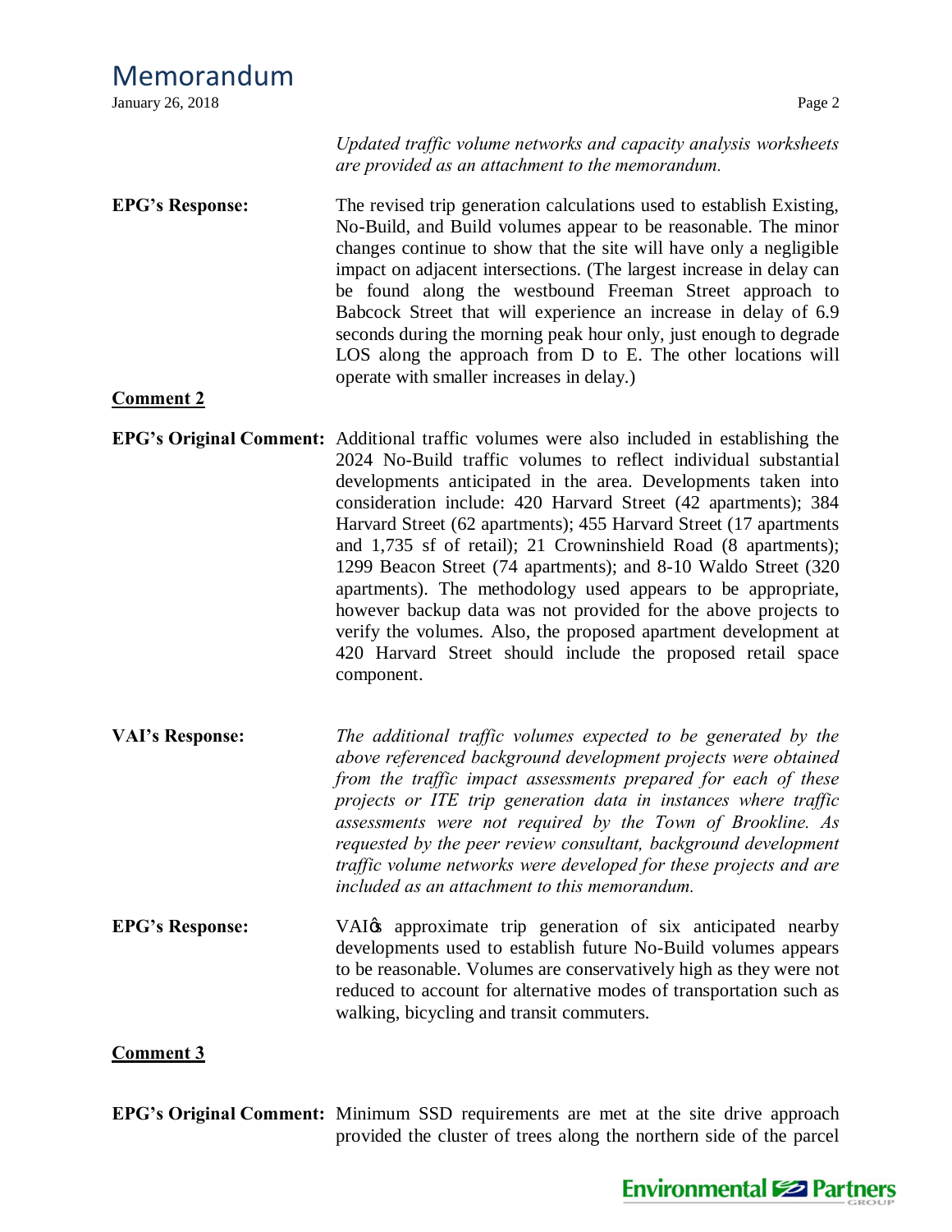*Updated traffic volume networks and capacity analysis worksheets are provided as an attachment to the memorandum.*

**EPG's Response:** The revised trip generation calculations used to establish Existing, No-Build, and Build volumes appear to be reasonable. The minor changes continue to show that the site will have only a negligible impact on adjacent intersections. (The largest increase in delay can be found along the westbound Freeman Street approach to Babcock Street that will experience an increase in delay of 6.9 seconds during the morning peak hour only, just enough to degrade LOS along the approach from D to E. The other locations will operate with smaller increases in delay.)

**Comment 2**

**EPG's Original Comment:** Additional traffic volumes were also included in establishing the 2024 No-Build traffic volumes to reflect individual substantial developments anticipated in the area. Developments taken into consideration include: 420 Harvard Street (42 apartments); 384 Harvard Street (62 apartments); 455 Harvard Street (17 apartments and 1,735 sf of retail); 21 Crowninshield Road (8 apartments); 1299 Beacon Street (74 apartments); and 8-10 Waldo Street (320 apartments). The methodology used appears to be appropriate, however backup data was not provided for the above projects to verify the volumes. Also, the proposed apartment development at 420 Harvard Street should include the proposed retail space component.

**VAI's Response:** *The additional traffic volumes expected to be generated by the above referenced background development projects were obtained from the traffic impact assessments prepared for each of these projects or ITE trip generation data in instances where traffic assessments were not required by the Town of Brookline. As requested by the peer review consultant, background development traffic volume networks were developed for these projects and are included as an attachment to this memorandum.*

**EPG's Response:** VAI's approximate trip generation of six anticipated nearby developments used to establish future No-Build volumes appears to be reasonable. Volumes are conservatively high as they were not reduced to account for alternative modes of transportation such as walking, bicycling and transit commuters.

**Comment 3**

**EPG's Original Comment:** Minimum SSD requirements are met at the site drive approach provided the cluster of trees along the northern side of the parcel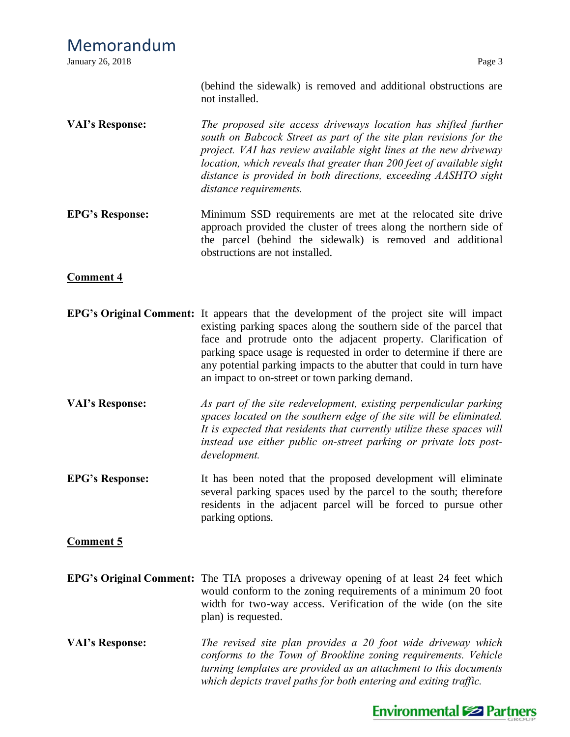(behind the sidewalk) is removed and additional obstructions are not installed.

**VAI's Response:** *The proposed site access driveways location has shifted further south on Babcock Street as part of the site plan revisions for the project. VAI has review available sight lines at the new driveway location, which reveals that greater than 200 feet of available sight distance is provided in both directions, exceeding AASHTO sight distance requirements.*

**EPG's Response:** Minimum SSD requirements are met at the relocated site drive approach provided the cluster of trees along the northern side of the parcel (behind the sidewalk) is removed and additional obstructions are not installed.

**Comment 4**

**EPG's Original Comment:** It appears that the development of the project site will impact existing parking spaces along the southern side of the parcel that face and protrude onto the adjacent property. Clarification of parking space usage is requested in order to determine if there are any potential parking impacts to the abutter that could in turn have an impact to on-street or town parking demand.

**VAI's Response:** *As part of the site redevelopment, existing perpendicular parking spaces located on the southern edge of the site will be eliminated. It is expected that residents that currently utilize these spaces will instead use either public on-street parking or private lots post-development.*

**EPG's Response:** It has been noted that the proposed development will eliminate several parking spaces used by the parcel to the south; therefore residents in the adjacent parcel will be forced to pursue other parking options.

**Comment 5**

**EPG's Original Comment:** The TIA proposes a driveway opening of at least 24 feet which would conform to the zoning requirements of a minimum 20 foot width for two-way access. Verification of the wide (on the site plan) is requested.

**VAI's Response:** *The revised site plan provides a 20 foot wide driveway which conforms to the Town of Brookline zoning requirements. Vehicle turning templates are provided as an attachment to this documents which depicts travel paths for both entering and exiting traffic.*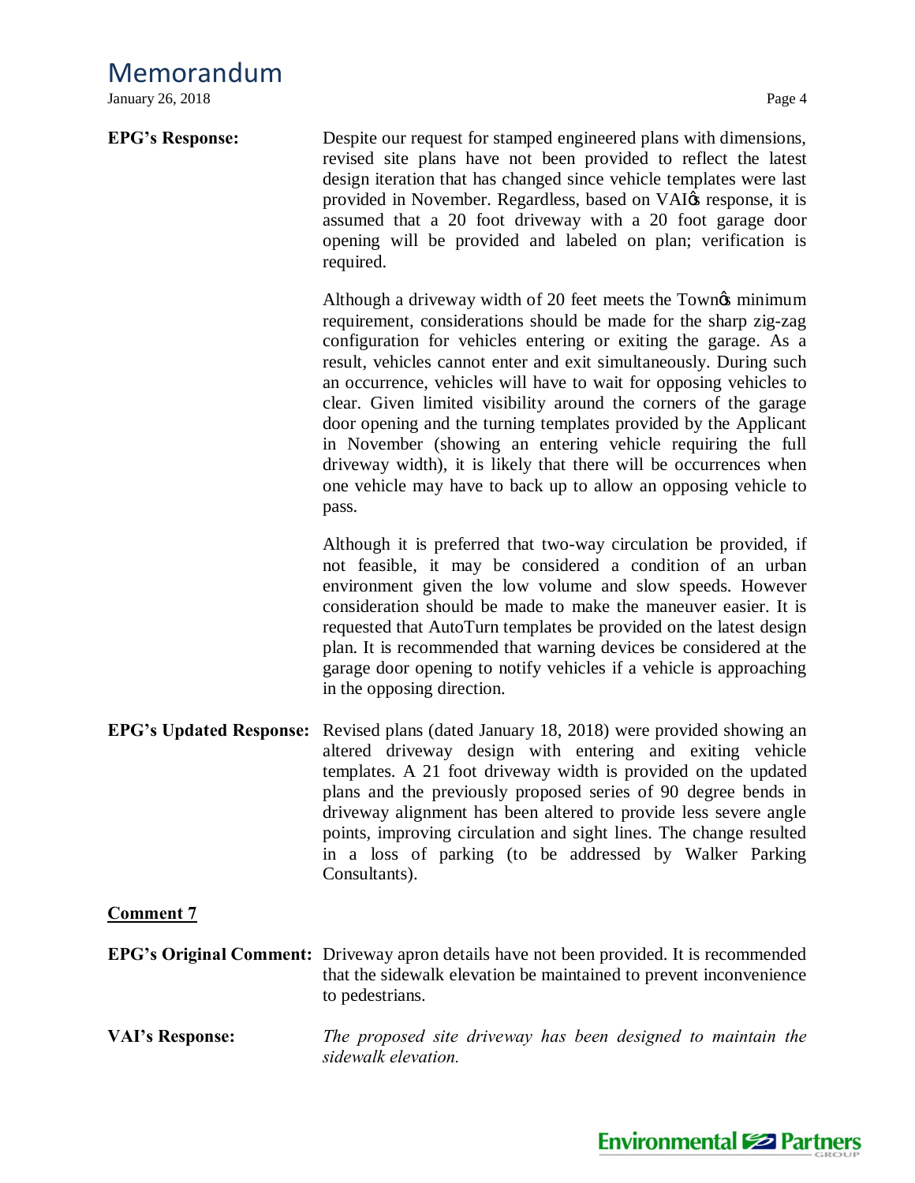**EPG's Response:** Despite our request for stamped engineered plans with dimensions, revised site plans have not been provided to reflect the latest design iteration that has changed since vehicle templates were last provided in November. Regardless, based on VAI's response, it is assumed that a 20 foot driveway with a 20 foot garage door opening will be provided and labeled on plan; verification is required.

Although a driveway width of 20 feet meets the Town's minimum requirement, considerations should be made for the sharp zig-zag configuration for vehicles entering or exiting the garage. As a result, vehicles cannot enter and exit simultaneously. During such an occurrence, vehicles will have to wait for opposing vehicles to clear. Given limited visibility around the corners of the garage door opening and the turning templates provided by the Applicant in November (showing an entering vehicle requiring the full driveway width), it is likely that there will be occurrences when one vehicle may have to back up to allow an opposing vehicle to pass.

Although it is preferred that two-way circulation be provided, if not feasible, it may be considered a condition of an urban environment given the low volume and slow speeds. However consideration should be made to make the maneuver easier. It is requested that AutoTurn templates be provided on the latest design plan. It is recommended that warning devices be considered at the garage door opening to notify vehicles if a vehicle is approaching in the opposing direction.

**EPG's Updated Response:** Revised plans (dated January 18, 2018) were provided showing an altered driveway design with entering and exiting vehicle templates. A 21 foot driveway width is provided on the updated plans and the previously proposed series of 90 degree bends in driveway alignment has been altered to provide less severe angle points, improving circulation and sight lines. The change resulted in a loss of parking (to be addressed by Walker Parking Consultants).

**Comment 7**

**EPG's Original Comment:** Driveway apron details have not been provided. It is recommended that the sidewalk elevation be maintained to prevent inconvenience to pedestrians.

**VAI's Response:** *The proposed site driveway has been designed to maintain the sidewalk elevation.*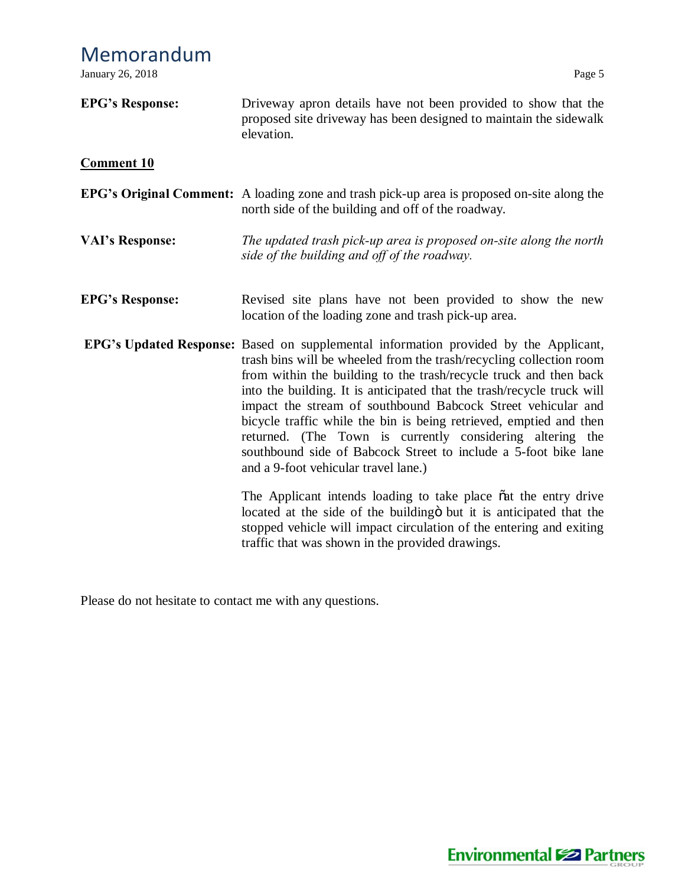**EPG's Response:** Driveway apron details have not been provided to show that the proposed site driveway has been designed to maintain the sidewalk elevation.

**Comment 10**

**EPG's Original Comment:** A loading zone and trash pick-up area is proposed on-site along the north side of the building and off of the roadway.

**VAI's Response:** *The updated trash pick-up area is proposed on-site along the north side of the building and off of the roadway.*

**EPG's Response:** Revised site plans have not been provided to show the new location of the loading zone and trash pick-up area.

**EPG's Updated Response:** Based on supplemental information provided by the Applicant, trash bins will be wheeled from the trash/recycling collection room from within the building to the trash/recycle truck and then back into the building. It is anticipated that the trash/recycle truck will impact the stream of southbound Babcock Street vehicular and bicycle traffic while the bin is being retrieved, emptied and then returned. (The Town is currently considering altering the southbound side of Babcock Street to include a 5-foot bike lane and a 9-foot vehicular travel lane.)

The Applicant intends loading to take place "at the entry drive located at the side of the building" but it is anticipated that the stopped vehicle will impact circulation of the entering and exiting traffic that was shown in the provided drawings.

Please do not hesitate to contact me with any questions.